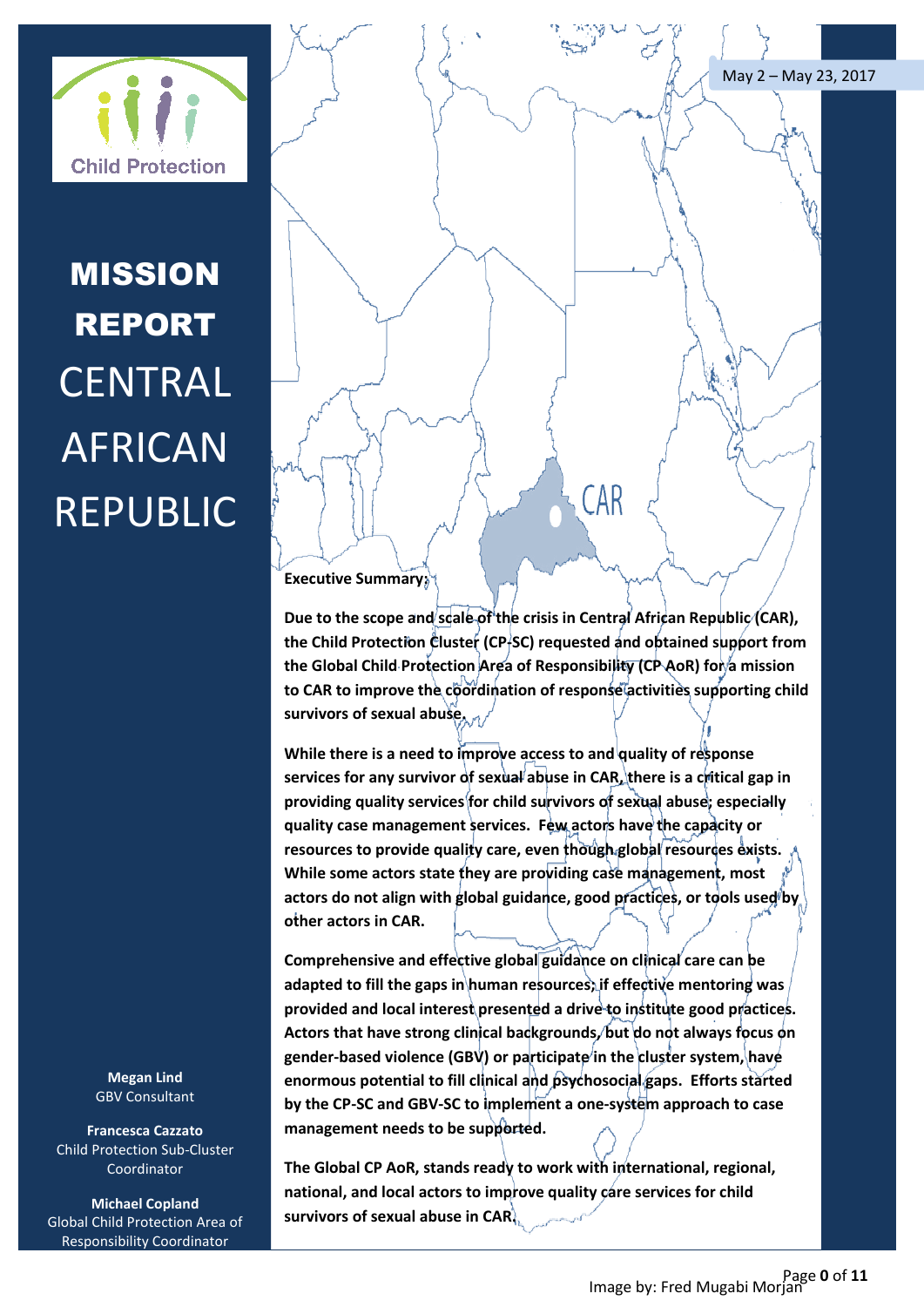Child Protection

# MISSION REPORT CENTRAL AFRICAN REPUBLIC

May 2 – May 23, 2017

CAR

**Executive Summary:**

**Due to the scope and scale of the crisis in Central African Republic (CAR), the Child Protection Cluster (CP-SC) requested and obtained support from the Global Child Protection Area of Responsibility (CP AoR) for a mission to CAR to improve the coordination of response activities supporting child survivors of sexual abuse.**

**While there is a need to improve access to and quality of response services for any survivor of sexual abuse in CAR, there is a critical gap in providing quality services for child survivors of sexual abuse; especially quality case management services. Few actors have the capacity or resources to provide quality care, even though global resources exists. While some actors state they are providing case management, most actors do not align with global guidance, good practices, or tools used by other actors in CAR.**

**Comprehensive and effective global guidance on clinical care can be adapted to fill the gaps in human resources; if effective mentoring was provided and local interest presented a drive to institute good practices. Actors that have strong clinical backgrounds, but do not always focus on gender-based violence (GBV) or participate in the cluster system, have enormous potential to fill clinical and psychosocial gaps. Efforts started by the CP-SC and GBV-SC to implement a one-system approach to case management needs to be supported.**

**The Global CP AoR, stands ready to work with international, regional, national, and local actors to improve quality care services for child survivors of sexual abuse in CAR.**

**Megan Lind**
GBV Consultant

**Francesca Cazzato**
Child Protection Sub-Cluster Coordinator

**Michael Copland**
Global Child Protection Area of Responsibility Coordinator

Image by: Fred Mugabi Morjan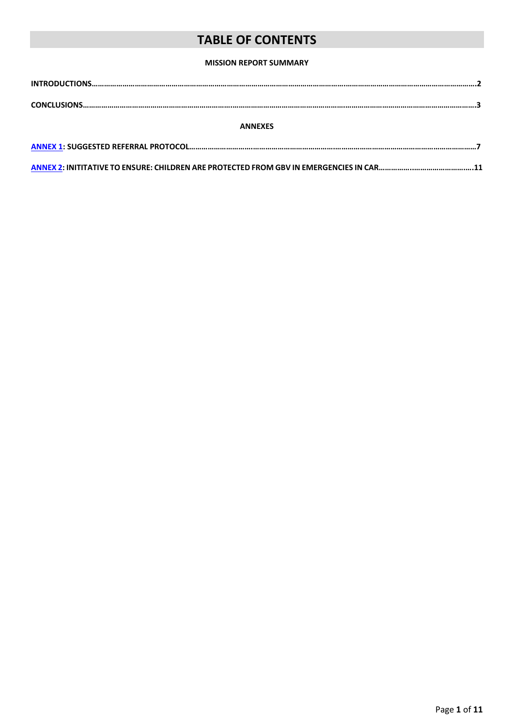# TABLE OF CONTENTS

**MISSION REPORT SUMMARY**

**INTRODUCTIONS……………………………………………………………………………………………………………………………………………………2**

**CONCLUSIONS……………………………………………………………………………………………………………………………………………………3**

**ANNEXES**

**ANNEX 1: SUGGESTED REFERRAL PROTOCOL…………………………………………………………………………………………………………7**

**ANNEX 2: INITITATIVE TO ENSURE: CHILDREN ARE PROTECTED FROM GBV IN EMERGENCIES IN CAR…………………………………………11**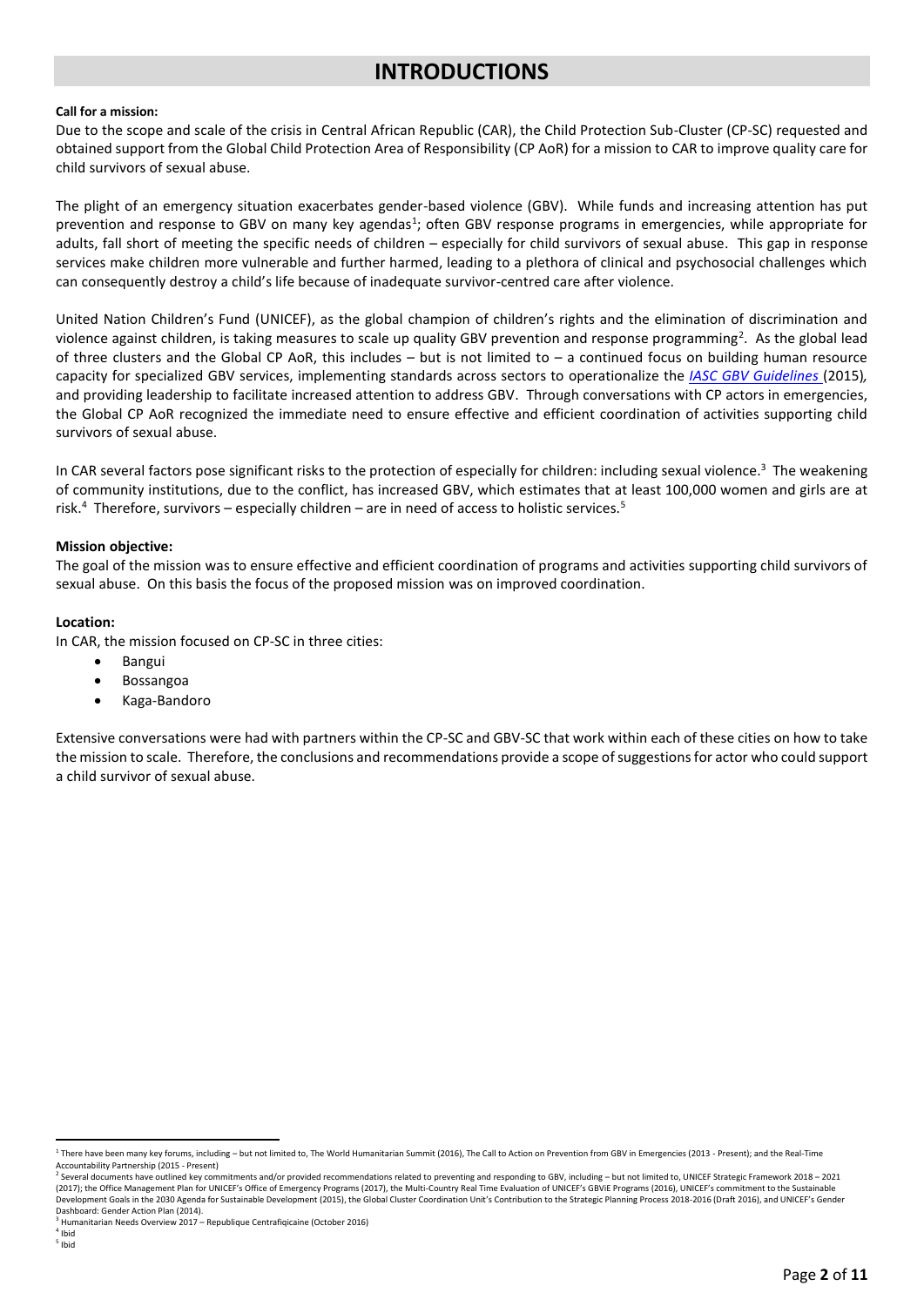# INTRODUCTIONS

**Call for a mission:**

Due to the scope and scale of the crisis in Central African Republic (CAR), the Child Protection Sub-Cluster (CP-SC) requested and obtained support from the Global Child Protection Area of Responsibility (CP AoR) for a mission to CAR to improve quality care for child survivors of sexual abuse.

The plight of an emergency situation exacerbates gender-based violence (GBV). While funds and increasing attention has put prevention and response to GBV on many key agendas[1]; often GBV response programs in emergencies, while appropriate for adults, fall short of meeting the specific needs of children – especially for child survivors of sexual abuse. This gap in response services make children more vulnerable and further harmed, leading to a plethora of clinical and psychosocial challenges which can consequently destroy a child's life because of inadequate survivor-centred care after violence.

United Nation Children's Fund (UNICEF), as the global champion of children's rights and the elimination of discrimination and violence against children, is taking measures to scale up quality GBV prevention and response programming[2]. As the global lead of three clusters and the Global CP AoR, this includes – but is not limited to – a continued focus on building human resource capacity for specialized GBV services, implementing standards across sectors to operationalize the *IASC GBV Guidelines* (2015)*,* and providing leadership to facilitate increased attention to address GBV. Through conversations with CP actors in emergencies, the Global CP AoR recognized the immediate need to ensure effective and efficient coordination of activities supporting child survivors of sexual abuse.

In CAR several factors pose significant risks to the protection of especially for children: including sexual violence.[3] The weakening of community institutions, due to the conflict, has increased GBV, which estimates that at least 100,000 women and girls are at risk.[4] Therefore, survivors – especially children – are in need of access to holistic services.[5]

**Mission objective:**

The goal of the mission was to ensure effective and efficient coordination of programs and activities supporting child survivors of sexual abuse. On this basis the focus of the proposed mission was on improved coordination.

**Location:**

In CAR, the mission focused on CP-SC in three cities:

- Bangui
- Bossangoa
- Kaga-Bandoro

Extensive conversations were had with partners within the CP-SC and GBV-SC that work within each of these cities on how to take the mission to scale. Therefore, the conclusions and recommendations provide a scope of suggestions for actor who could support a child survivor of sexual abuse.

---

[1] There have been many key forums, including – but not limited to, The World Humanitarian Summit (2016), The Call to Action on Prevention from GBV in Emergencies (2013 - Present); and the Real-Time Accountability Partnership (2015 - Present)

[2] Several documents have outlined key commitments and/or provided recommendations related to preventing and responding to GBV, including – but not limited to, UNICEF Strategic Framework 2018 – 2021 (2017); the Office Management Plan for UNICEF's Office of Emergency Programs (2017), the Multi-Country Real Time Evaluation of UNICEF's GBViE Programs (2016), UNICEF's commitment to the Sustainable Development Goals in the 2030 Agenda for Sustainable Development (2015), the Global Cluster Coordination Unit's Contribution to the Strategic Planning Process 2018-2016 (Draft 2016), and UNICEF's Gender Dashboard: Gender Action Plan (2014).

[3] Humanitarian Needs Overview 2017 – Republique Centrafiqicaine (October 2016)

[4] Ibid

[5] Ibid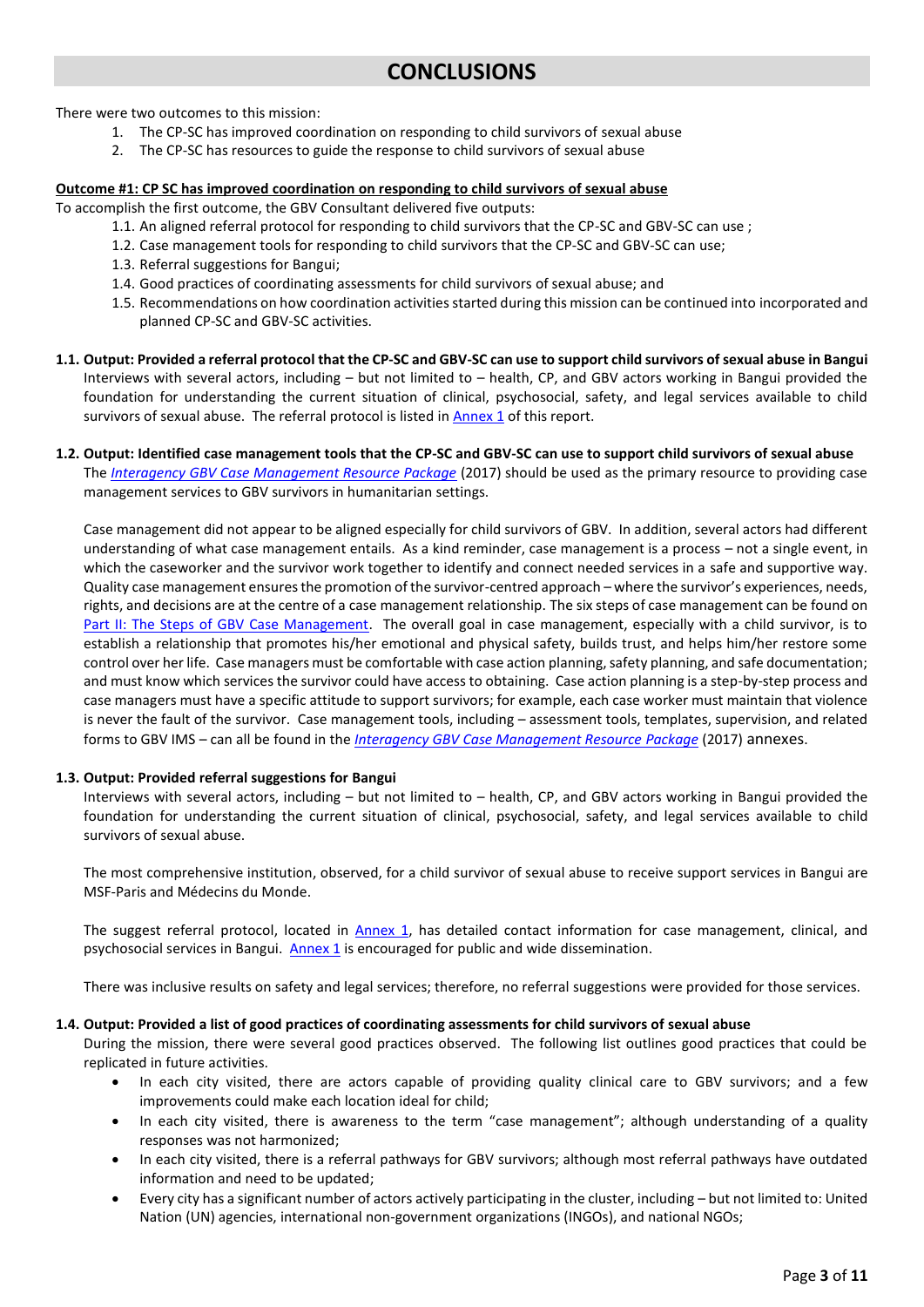# CONCLUSIONS

There were two outcomes to this mission:

1. The CP-SC has improved coordination on responding to child survivors of sexual abuse
2. The CP-SC has resources to guide the response to child survivors of sexual abuse

**Outcome #1: CP SC has improved coordination on responding to child survivors of sexual abuse**

To accomplish the first outcome, the GBV Consultant delivered five outputs:

1.1. An aligned referral protocol for responding to child survivors that the CP-SC and GBV-SC can use ;
1.2. Case management tools for responding to child survivors that the CP-SC and GBV-SC can use;
1.3. Referral suggestions for Bangui;
1.4. Good practices of coordinating assessments for child survivors of sexual abuse; and
1.5. Recommendations on how coordination activities started during this mission can be continued into incorporated and planned CP-SC and GBV-SC activities.

**1.1. Output: Provided a referral protocol that the CP-SC and GBV-SC can use to support child survivors of sexual abuse in Bangui**

Interviews with several actors, including – but not limited to – health, CP, and GBV actors working in Bangui provided the foundation for understanding the current situation of clinical, psychosocial, safety, and legal services available to child survivors of sexual abuse. The referral protocol is listed in Annex 1 of this report.

**1.2. Output: Identified case management tools that the CP-SC and GBV-SC can use to support child survivors of sexual abuse**

The *Interagency GBV Case Management Resource Package* (2017) should be used as the primary resource to providing case management services to GBV survivors in humanitarian settings.

Case management did not appear to be aligned especially for child survivors of GBV. In addition, several actors had different understanding of what case management entails. As a kind reminder, case management is a process – not a single event, in which the caseworker and the survivor work together to identify and connect needed services in a safe and supportive way. Quality case management ensures the promotion of the survivor-centred approach – where the survivor's experiences, needs, rights, and decisions are at the centre of a case management relationship. The six steps of case management can be found on Part II: The Steps of GBV Case Management. The overall goal in case management, especially with a child survivor, is to establish a relationship that promotes his/her emotional and physical safety, builds trust, and helps him/her restore some control over her life. Case managers must be comfortable with case action planning, safety planning, and safe documentation; and must know which services the survivor could have access to obtaining. Case action planning is a step-by-step process and case managers must have a specific attitude to support survivors; for example, each case worker must maintain that violence is never the fault of the survivor. Case management tools, including – assessment tools, templates, supervision, and related forms to GBV IMS – can all be found in the *Interagency GBV Case Management Resource Package* (2017) annexes.

**1.3. Output: Provided referral suggestions for Bangui**

Interviews with several actors, including – but not limited to – health, CP, and GBV actors working in Bangui provided the foundation for understanding the current situation of clinical, psychosocial, safety, and legal services available to child survivors of sexual abuse.

The most comprehensive institution, observed, for a child survivor of sexual abuse to receive support services in Bangui are MSF-Paris and Médecins du Monde.

The suggest referral protocol, located in Annex 1, has detailed contact information for case management, clinical, and psychosocial services in Bangui. Annex 1 is encouraged for public and wide dissemination.

There was inclusive results on safety and legal services; therefore, no referral suggestions were provided for those services.

**1.4. Output: Provided a list of good practices of coordinating assessments for child survivors of sexual abuse**

During the mission, there were several good practices observed. The following list outlines good practices that could be replicated in future activities.

- In each city visited, there are actors capable of providing quality clinical care to GBV survivors; and a few improvements could make each location ideal for child;
- In each city visited, there is awareness to the term "case management"; although understanding of a quality responses was not harmonized;
- In each city visited, there is a referral pathways for GBV survivors; although most referral pathways have outdated information and need to be updated;
- Every city has a significant number of actors actively participating in the cluster, including – but not limited to: United Nation (UN) agencies, international non-government organizations (INGOs), and national NGOs;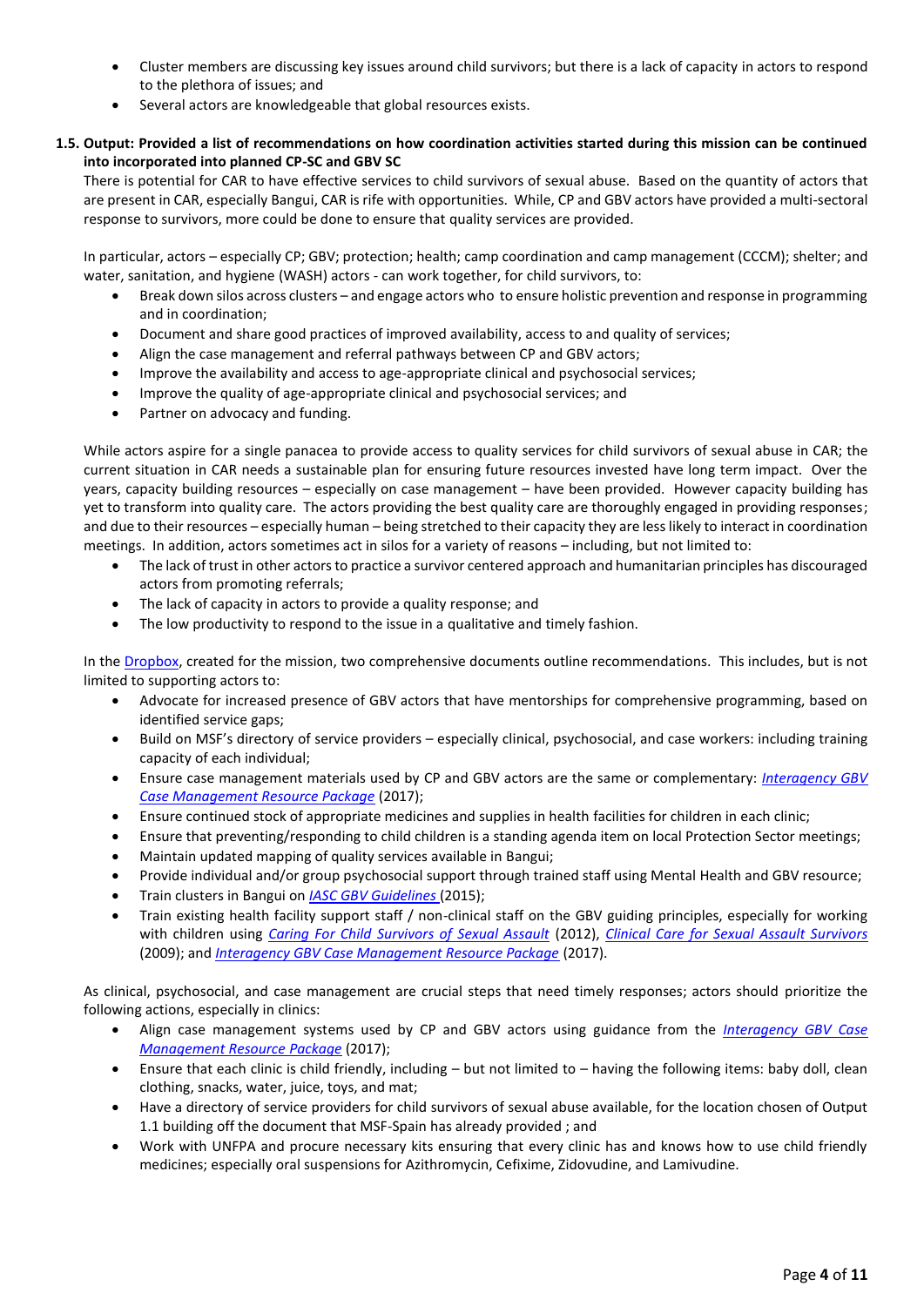- Cluster members are discussing key issues around child survivors; but there is a lack of capacity in actors to respond to the plethora of issues; and
- Several actors are knowledgeable that global resources exists.

### 1.5. Output: Provided a list of recommendations on how coordination activities started during this mission can be continued into incorporated into planned CP-SC and GBV SC

There is potential for CAR to have effective services to child survivors of sexual abuse. Based on the quantity of actors that are present in CAR, especially Bangui, CAR is rife with opportunities. While, CP and GBV actors have provided a multi-sectoral response to survivors, more could be done to ensure that quality services are provided.

In particular, actors – especially CP; GBV; protection; health; camp coordination and camp management (CCCM); shelter; and water, sanitation, and hygiene (WASH) actors - can work together, for child survivors, to:

- Break down silos across clusters – and engage actors who to ensure holistic prevention and response in programming and in coordination;
- Document and share good practices of improved availability, access to and quality of services;
- Align the case management and referral pathways between CP and GBV actors;
- Improve the availability and access to age-appropriate clinical and psychosocial services;
- Improve the quality of age-appropriate clinical and psychosocial services; and
- Partner on advocacy and funding.

While actors aspire for a single panacea to provide access to quality services for child survivors of sexual abuse in CAR; the current situation in CAR needs a sustainable plan for ensuring future resources invested have long term impact. Over the years, capacity building resources – especially on case management – have been provided. However capacity building has yet to transform into quality care. The actors providing the best quality care are thoroughly engaged in providing responses; and due to their resources – especially human – being stretched to their capacity they are less likely to interact in coordination meetings. In addition, actors sometimes act in silos for a variety of reasons – including, but not limited to:

- The lack of trust in other actors to practice a survivor centered approach and humanitarian principles has discouraged actors from promoting referrals;
- The lack of capacity in actors to provide a quality response; and
- The low productivity to respond to the issue in a qualitative and timely fashion.

In the Dropbox, created for the mission, two comprehensive documents outline recommendations. This includes, but is not limited to supporting actors to:

- Advocate for increased presence of GBV actors that have mentorships for comprehensive programming, based on identified service gaps;
- Build on MSF's directory of service providers – especially clinical, psychosocial, and case workers: including training capacity of each individual;
- Ensure case management materials used by CP and GBV actors are the same or complementary: *Interagency GBV Case Management Resource Package* (2017);
- Ensure continued stock of appropriate medicines and supplies in health facilities for children in each clinic;
- Ensure that preventing/responding to child children is a standing agenda item on local Protection Sector meetings;
- Maintain updated mapping of quality services available in Bangui;
- Provide individual and/or group psychosocial support through trained staff using Mental Health and GBV resource;
- Train clusters in Bangui on *IASC GBV Guidelines* (2015);
- Train existing health facility support staff / non-clinical staff on the GBV guiding principles, especially for working with children using *Caring For Child Survivors of Sexual Assault* (2012), *Clinical Care for Sexual Assault Survivors* (2009); and *Interagency GBV Case Management Resource Package* (2017).

As clinical, psychosocial, and case management are crucial steps that need timely responses; actors should prioritize the following actions, especially in clinics:

- Align case management systems used by CP and GBV actors using guidance from the *Interagency GBV Case Management Resource Package* (2017);
- Ensure that each clinic is child friendly, including – but not limited to – having the following items: baby doll, clean clothing, snacks, water, juice, toys, and mat;
- Have a directory of service providers for child survivors of sexual abuse available, for the location chosen of Output 1.1 building off the document that MSF-Spain has already provided ; and
- Work with UNFPA and procure necessary kits ensuring that every clinic has and knows how to use child friendly medicines; especially oral suspensions for Azithromycin, Cefixime, Zidovudine, and Lamivudine.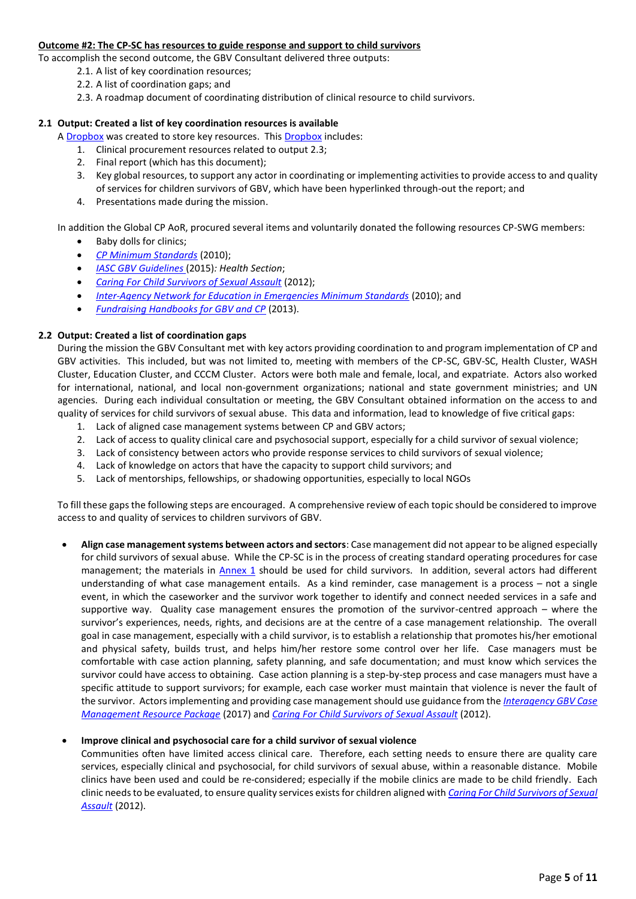**Outcome #2: The CP-SC has resources to guide response and support to child survivors**

To accomplish the second outcome, the GBV Consultant delivered three outputs:

2.1. A list of key coordination resources;
2.2. A list of coordination gaps; and
2.3. A roadmap document of coordinating distribution of clinical resource to child survivors.

**2.1 Output: Created a list of key coordination resources is available**

A Dropbox was created to store key resources. This Dropbox includes:

1. Clinical procurement resources related to output 2.3;
2. Final report (which has this document);
3. Key global resources, to support any actor in coordinating or implementing activities to provide access to and quality of services for children survivors of GBV, which have been hyperlinked through-out the report; and
4. Presentations made during the mission.

In addition the Global CP AoR, procured several items and voluntarily donated the following resources CP-SWG members:

- Baby dolls for clinics;
- *CP Minimum Standards* (2010);
- *IASC GBV Guidelines* (2015)*: Health Section*;
- *Caring For Child Survivors of Sexual Assault* (2012);
- *Inter-Agency Network for Education in Emergencies Minimum Standards* (2010); and
- *Fundraising Handbooks for GBV and CP* (2013).

**2.2 Output: Created a list of coordination gaps**

During the mission the GBV Consultant met with key actors providing coordination to and program implementation of CP and GBV activities. This included, but was not limited to, meeting with members of the CP-SC, GBV-SC, Health Cluster, WASH Cluster, Education Cluster, and CCCM Cluster. Actors were both male and female, local, and expatriate. Actors also worked for international, national, and local non-government organizations; national and state government ministries; and UN agencies. During each individual consultation or meeting, the GBV Consultant obtained information on the access to and quality of services for child survivors of sexual abuse. This data and information, lead to knowledge of five critical gaps:

1. Lack of aligned case management systems between CP and GBV actors;
2. Lack of access to quality clinical care and psychosocial support, especially for a child survivor of sexual violence;
3. Lack of consistency between actors who provide response services to child survivors of sexual violence;
4. Lack of knowledge on actors that have the capacity to support child survivors; and
5. Lack of mentorships, fellowships, or shadowing opportunities, especially to local NGOs

To fill these gaps the following steps are encouraged. A comprehensive review of each topic should be considered to improve access to and quality of services to children survivors of GBV.

- **Align case management systems between actors and sectors**: Case management did not appear to be aligned especially for child survivors of sexual abuse. While the CP-SC is in the process of creating standard operating procedures for case management; the materials in Annex 1 should be used for child survivors. In addition, several actors had different understanding of what case management entails. As a kind reminder, case management is a process – not a single event, in which the caseworker and the survivor work together to identify and connect needed services in a safe and supportive way. Quality case management ensures the promotion of the survivor-centred approach – where the survivor's experiences, needs, rights, and decisions are at the centre of a case management relationship. The overall goal in case management, especially with a child survivor, is to establish a relationship that promotes his/her emotional and physical safety, builds trust, and helps him/her restore some control over her life. Case managers must be comfortable with case action planning, safety planning, and safe documentation; and must know which services the survivor could have access to obtaining. Case action planning is a step-by-step process and case managers must have a specific attitude to support survivors; for example, each case worker must maintain that violence is never the fault of the survivor. Actors implementing and providing case management should use guidance from the *Interagency GBV Case Management Resource Package* (2017) and *Caring For Child Survivors of Sexual Assault* (2012).

- **Improve clinical and psychosocial care for a child survivor of sexual violence**
  Communities often have limited access clinical care. Therefore, each setting needs to ensure there are quality care services, especially clinical and psychosocial, for child survivors of sexual abuse, within a reasonable distance. Mobile clinics have been used and could be re-considered; especially if the mobile clinics are made to be child friendly. Each clinic needs to be evaluated, to ensure quality services exists for children aligned with *Caring For Child Survivors of Sexual Assault* (2012).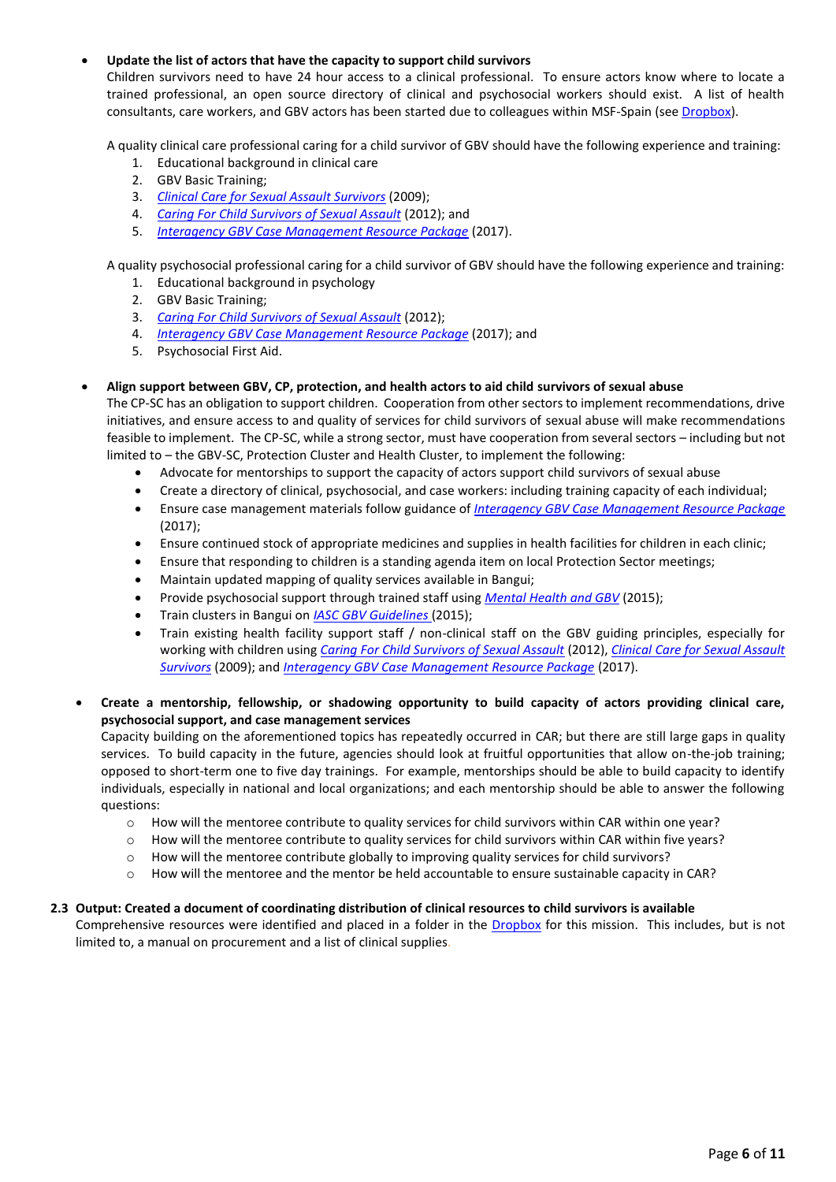- **Update the list of actors that have the capacity to support child survivors**

  Children survivors need to have 24 hour access to a clinical professional. To ensure actors know where to locate a trained professional, an open source directory of clinical and psychosocial workers should exist. A list of health consultants, care workers, and GBV actors has been started due to colleagues within MSF-Spain (see Dropbox).

  A quality clinical care professional caring for a child survivor of GBV should have the following experience and training:

  1. Educational background in clinical care
  2. GBV Basic Training;
  3. *Clinical Care for Sexual Assault Survivors* (2009);
  4. *Caring For Child Survivors of Sexual Assault* (2012); and
  5. *Interagency GBV Case Management Resource Package* (2017).

  A quality psychosocial professional caring for a child survivor of GBV should have the following experience and training:

  1. Educational background in psychology
  2. GBV Basic Training;
  3. *Caring For Child Survivors of Sexual Assault* (2012);
  4. *Interagency GBV Case Management Resource Package* (2017); and
  5. Psychosocial First Aid.

- **Align support between GBV, CP, protection, and health actors to aid child survivors of sexual abuse**

  The CP-SC has an obligation to support children. Cooperation from other sectors to implement recommendations, drive initiatives, and ensure access to and quality of services for child survivors of sexual abuse will make recommendations feasible to implement. The CP-SC, while a strong sector, must have cooperation from several sectors – including but not limited to – the GBV-SC, Protection Cluster and Health Cluster, to implement the following:

  - Advocate for mentorships to support the capacity of actors support child survivors of sexual abuse
  - Create a directory of clinical, psychosocial, and case workers: including training capacity of each individual;
  - Ensure case management materials follow guidance of *Interagency GBV Case Management Resource Package* (2017);
  - Ensure continued stock of appropriate medicines and supplies in health facilities for children in each clinic;
  - Ensure that responding to children is a standing agenda item on local Protection Sector meetings;
  - Maintain updated mapping of quality services available in Bangui;
  - Provide psychosocial support through trained staff using *Mental Health and GBV* (2015);
  - Train clusters in Bangui on *IASC GBV Guidelines* (2015);
  - Train existing health facility support staff / non-clinical staff on the GBV guiding principles, especially for working with children using *Caring For Child Survivors of Sexual Assault* (2012), *Clinical Care for Sexual Assault Survivors* (2009); and *Interagency GBV Case Management Resource Package* (2017).

- **Create a mentorship, fellowship, or shadowing opportunity to build capacity of actors providing clinical care, psychosocial support, and case management services**

  Capacity building on the aforementioned topics has repeatedly occurred in CAR; but there are still large gaps in quality services. To build capacity in the future, agencies should look at fruitful opportunities that allow on-the-job training; opposed to short-term one to five day trainings. For example, mentorships should be able to build capacity to identify individuals, especially in national and local organizations; and each mentorship should be able to answer the following questions:

  - How will the mentoree contribute to quality services for child survivors within CAR within one year?
  - How will the mentoree contribute to quality services for child survivors within CAR within five years?
  - How will the mentoree contribute globally to improving quality services for child survivors?
  - How will the mentoree and the mentor be held accountable to ensure sustainable capacity in CAR?

**2.3 Output: Created a document of coordinating distribution of clinical resources to child survivors is available**

Comprehensive resources were identified and placed in a folder in the Dropbox for this mission. This includes, but is not limited to, a manual on procurement and a list of clinical supplies.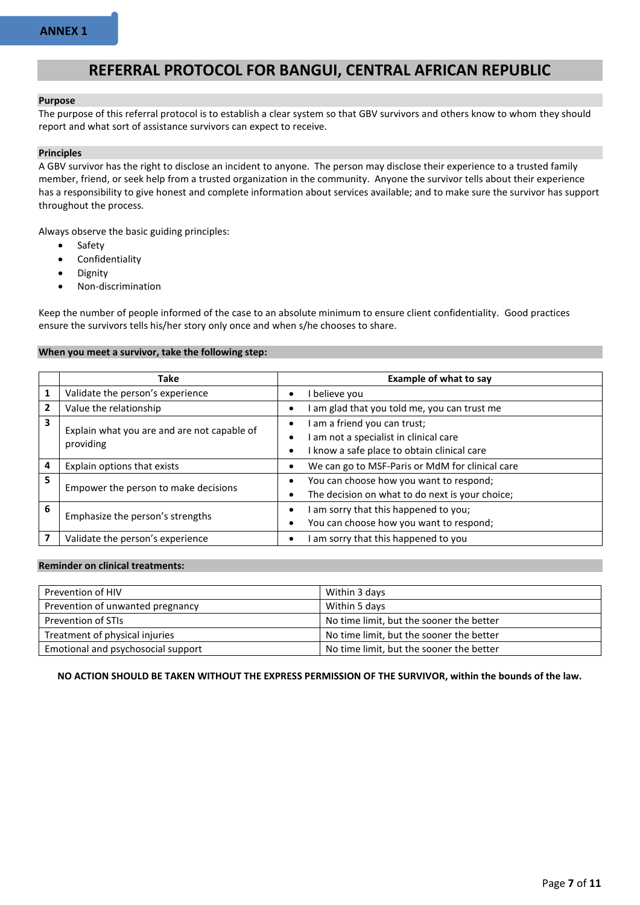**ANNEX 1**

# REFERRAL PROTOCOL FOR BANGUI, CENTRAL AFRICAN REPUBLIC

**Purpose**

The purpose of this referral protocol is to establish a clear system so that GBV survivors and others know to whom they should report and what sort of assistance survivors can expect to receive.

**Principles**

A GBV survivor has the right to disclose an incident to anyone. The person may disclose their experience to a trusted family member, friend, or seek help from a trusted organization in the community. Anyone the survivor tells about their experience has a responsibility to give honest and complete information about services available; and to make sure the survivor has support throughout the process.

Always observe the basic guiding principles:

- Safety
- Confidentiality
- Dignity
- Non-discrimination

Keep the number of people informed of the case to an absolute minimum to ensure client confidentiality. Good practices ensure the survivors tells his/her story only once and when s/he chooses to share.

**When you meet a survivor, take the following step:**

| | Take | Example of what to say |
|---|---|---|
| 1 | Validate the person's experience | • I believe you |
| 2 | Value the relationship | • I am glad that you told me, you can trust me |
| 3 | Explain what you are and are not capable of providing | • I am a friend you can trust;<br>• I am not a specialist in clinical care<br>• I know a safe place to obtain clinical care |
| 4 | Explain options that exists | • We can go to MSF-Paris or MdM for clinical care |
| 5 | Empower the person to make decisions | • You can choose how you want to respond;<br>• The decision on what to do next is your choice; |
| 6 | Emphasize the person's strengths | • I am sorry that this happened to you;<br>• You can choose how you want to respond; |
| 7 | Validate the person's experience | • I am sorry that this happened to you |

**Reminder on clinical treatments:**

| | |
|---|---|
| Prevention of HIV | Within 3 days |
| Prevention of unwanted pregnancy | Within 5 days |
| Prevention of STIs | No time limit, but the sooner the better |
| Treatment of physical injuries | No time limit, but the sooner the better |
| Emotional and psychosocial support | No time limit, but the sooner the better |

**NO ACTION SHOULD BE TAKEN WITHOUT THE EXPRESS PERMISSION OF THE SURVIVOR, within the bounds of the law.**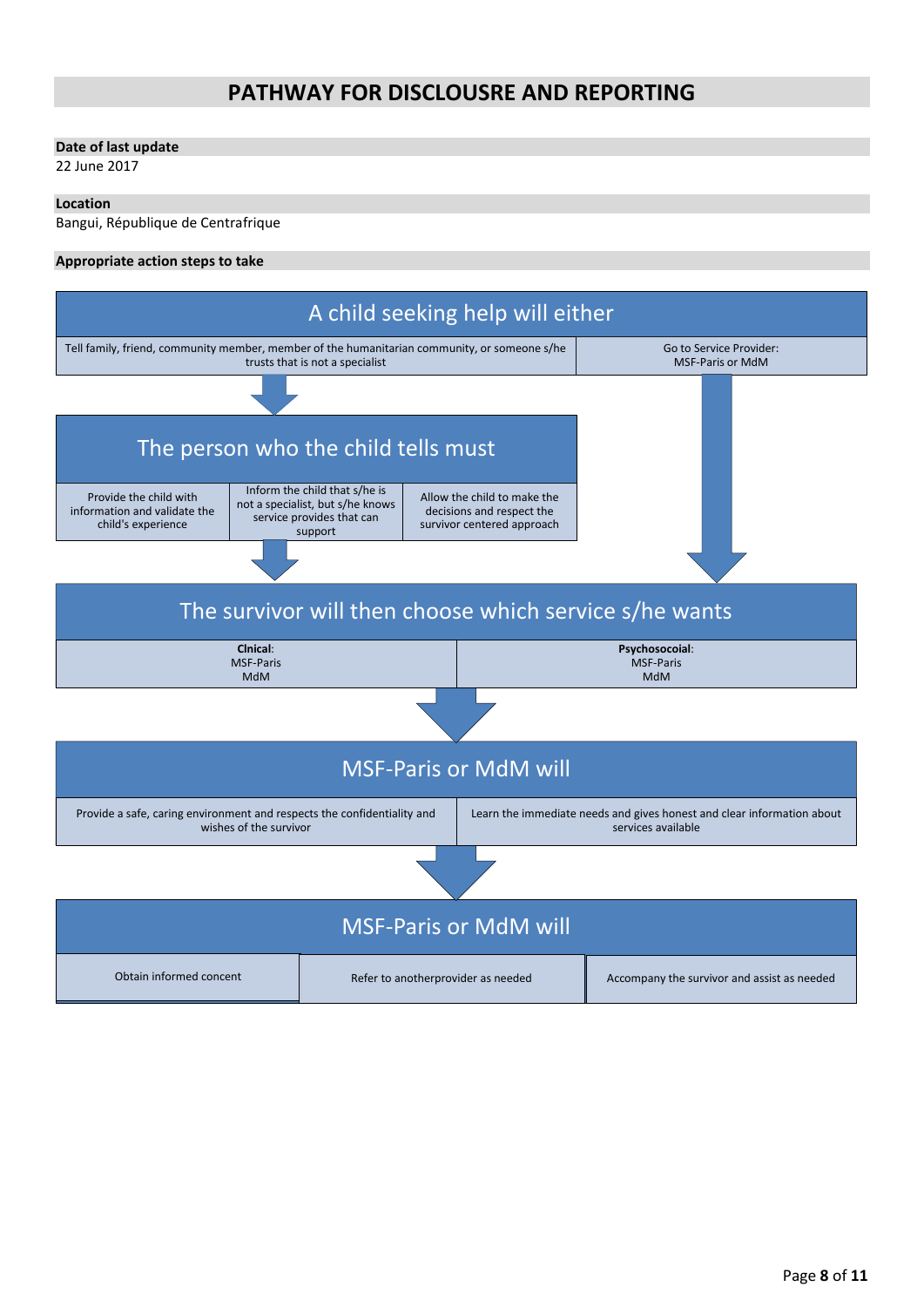# PATHWAY FOR DISCLOUSRE AND REPORTING

**Date of last update**

22 June 2017

**Location**

Bangui, République de Centrafrique

**Appropriate action steps to take**

## A child seeking help will either

| Tell family, friend, community member, member of the humanitarian community, or someone s/he trusts that is not a specialist | Go to Service Provider: MSF-Paris or MdM |
| --- | --- |

## The person who the child tells must

| Provide the child with information and validate the child's experience | Inform the child that s/he is not a specialist, but s/he knows service provides that can support | Allow the child to make the decisions and respect the survivor centered approach |
| --- | --- | --- |

## The survivor will then choose which service s/he wants

| **Clnical**: MSF-Paris MdM | **Psychosocoial**: MSF-Paris MdM |
| --- | --- |

## MSF-Paris or MdM will

| Provide a safe, caring environment and respects the confidentiality and wishes of the survivor | Learn the immediate needs and gives honest and clear information about services available |
| --- | --- |

## MSF-Paris or MdM will

| Obtain informed concent | Refer to anotherprovider as needed | Accompany the survivor and assist as needed |
| --- | --- | --- |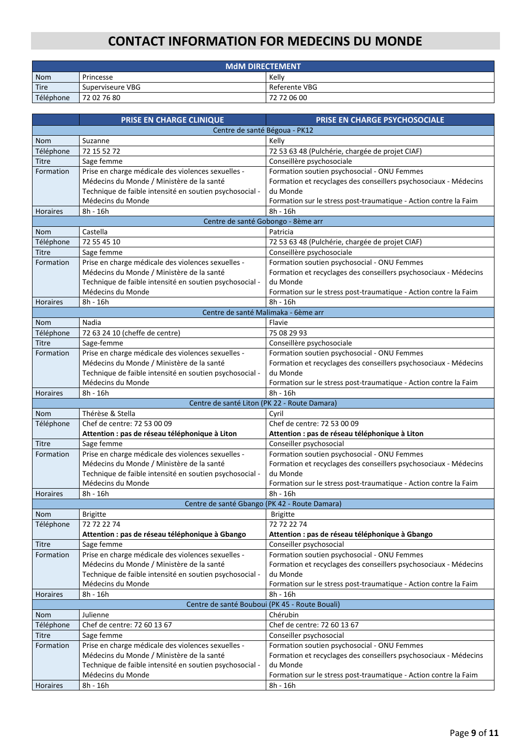# CONTACT INFORMATION FOR MEDECINS DU MONDE

| MdM DIRECTEMENT | | |
|---|---|---|
| Nom | Princesse | Kelly |
| Tire | Superviseure VBG | Referente VBG |
| Téléphone | 72 02 76 80 | 72 72 06 00 |

| | PRISE EN CHARGE CLINIQUE | PRISE EN CHARGE PSYCHOSOCIALE |
|---|---|---|
| **Centre de santé Bégoua - PK12** | | |
| Nom | Suzanne | Kelly |
| Téléphone | 72 15 52 72 | 72 53 63 48 (Pulchérie, chargée de projet CIAF) |
| Titre | Sage femme | Conseillère psychosociale |
| Formation | Prise en charge médicale des violences sexuelles - Médecins du Monde / Ministère de la santé<br>Technique de faible intensité en soutien psychosocial - Médecins du Monde | Formation soutien psychosocial - ONU Femmes<br>Formation et recyclages des conseillers psychosociaux - Médecins du Monde<br>Formation sur le stress post-traumatique - Action contre la Faim |
| Horaires | 8h - 16h | 8h - 16h |
| **Centre de santé Gobongo - 8ème arr** | | |
| Nom | Castella | Patricia |
| Téléphone | 72 55 45 10 | 72 53 63 48 (Pulchérie, chargée de projet CIAF) |
| Titre | Sage femme | Conseillère psychosociale |
| Formation | Prise en charge médicale des violences sexuelles - Médecins du Monde / Ministère de la santé<br>Technique de faible intensité en soutien psychosocial - Médecins du Monde | Formation soutien psychosocial - ONU Femmes<br>Formation et recyclages des conseillers psychosociaux - Médecins du Monde<br>Formation sur le stress post-traumatique - Action contre la Faim |
| Horaires | 8h - 16h | 8h - 16h |
| **Centre de santé Malimaka - 6ème arr** | | |
| Nom | Nadia | Flavie |
| Téléphone | 72 63 24 10 (cheffe de centre) | 75 08 29 93 |
| Titre | Sage-femme | Conseillère psychosociale |
| Formation | Prise en charge médicale des violences sexuelles - Médecins du Monde / Ministère de la santé<br>Technique de faible intensité en soutien psychosocial - Médecins du Monde | Formation soutien psychosocial - ONU Femmes<br>Formation et recyclages des conseillers psychosociaux - Médecins du Monde<br>Formation sur le stress post-traumatique - Action contre la Faim |
| Horaires | 8h - 16h | 8h - 16h |
| **Centre de santé Liton (PK 22 - Route Damara)** | | |
| Nom | Thérèse & Stella | Cyril |
| Téléphone | Chef de centre: 72 53 00 09<br>**Attention : pas de réseau téléphonique à Liton** | Chef de centre: 72 53 00 09<br>**Attention : pas de réseau téléphonique à Liton** |
| Titre | Sage femme | Conseiller psychosocial |
| Formation | Prise en charge médicale des violences sexuelles - Médecins du Monde / Ministère de la santé<br>Technique de faible intensité en soutien psychosocial - Médecins du Monde | Formation soutien psychosocial - ONU Femmes<br>Formation et recyclages des conseillers psychosociaux - Médecins du Monde<br>Formation sur le stress post-traumatique - Action contre la Faim |
| Horaires | 8h - 16h | 8h - 16h |
| **Centre de santé Gbango (PK 42 - Route Damara)** | | |
| Nom | Brigitte | Brigitte |
| Téléphone | 72 72 22 74<br>**Attention : pas de réseau téléphonique à Gbango** | 72 72 22 74<br>**Attention : pas de réseau téléphonique à Gbango** |
| Titre | Sage femme | Conseiller psychosocial |
| Formation | Prise en charge médicale des violences sexuelles - Médecins du Monde / Ministère de la santé<br>Technique de faible intensité en soutien psychosocial - Médecins du Monde | Formation soutien psychosocial - ONU Femmes<br>Formation et recyclages des conseillers psychosociaux - Médecins du Monde<br>Formation sur le stress post-traumatique - Action contre la Faim |
| Horaires | 8h - 16h | 8h - 16h |
| **Centre de santé Bouboui (PK 45 - Route Bouali)** | | |
| Nom | Julienne | Chérubin |
| Téléphone | Chef de centre: 72 60 13 67 | Chef de centre: 72 60 13 67 |
| Titre | Sage femme | Conseiller psychosocial |
| Formation | Prise en charge médicale des violences sexuelles - Médecins du Monde / Ministère de la santé<br>Technique de faible intensité en soutien psychosocial - Médecins du Monde | Formation soutien psychosocial - ONU Femmes<br>Formation et recyclages des conseillers psychosociaux - Médecins du Monde<br>Formation sur le stress post-traumatique - Action contre la Faim |
| Horaires | 8h - 16h | 8h - 16h |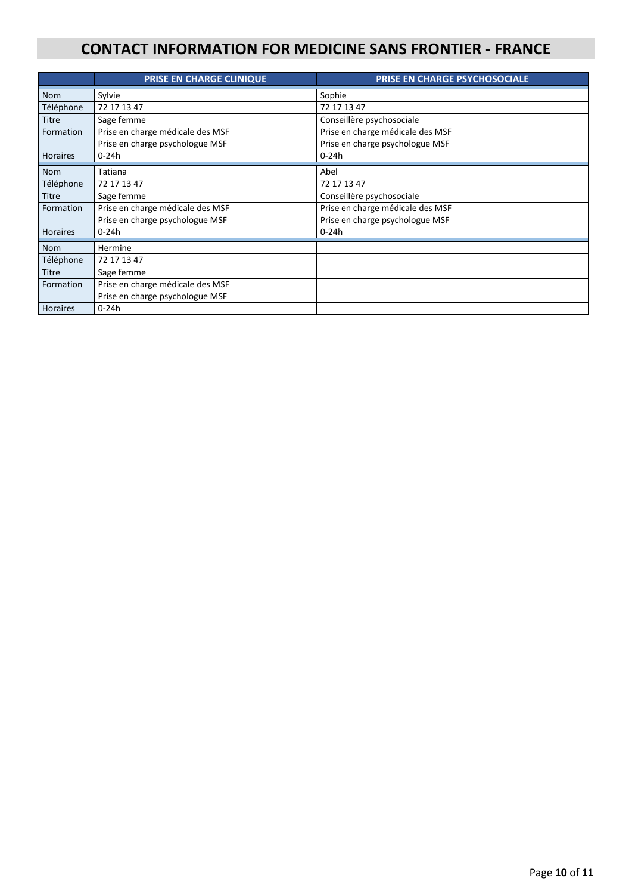# CONTACT INFORMATION FOR MEDICINE SANS FRONTIER - FRANCE

| | PRISE EN CHARGE CLINIQUE | PRISE EN CHARGE PSYCHOSOCIALE |
|---|---|---|
| Nom | Sylvie | Sophie |
| Téléphone | 72 17 13 47 | 72 17 13 47 |
| Titre | Sage femme | Conseillère psychosociale |
| Formation | Prise en charge médicale des MSF<br>Prise en charge psychologue MSF | Prise en charge médicale des MSF<br>Prise en charge psychologue MSF |
| Horaires | 0-24h | 0-24h |
| Nom | Tatiana | Abel |
| Téléphone | 72 17 13 47 | 72 17 13 47 |
| Titre | Sage femme | Conseillère psychosociale |
| Formation | Prise en charge médicale des MSF<br>Prise en charge psychologue MSF | Prise en charge médicale des MSF<br>Prise en charge psychologue MSF |
| Horaires | 0-24h | 0-24h |
| Nom | Hermine | |
| Téléphone | 72 17 13 47 | |
| Titre | Sage femme | |
| Formation | Prise en charge médicale des MSF<br>Prise en charge psychologue MSF | |
| Horaires | 0-24h | |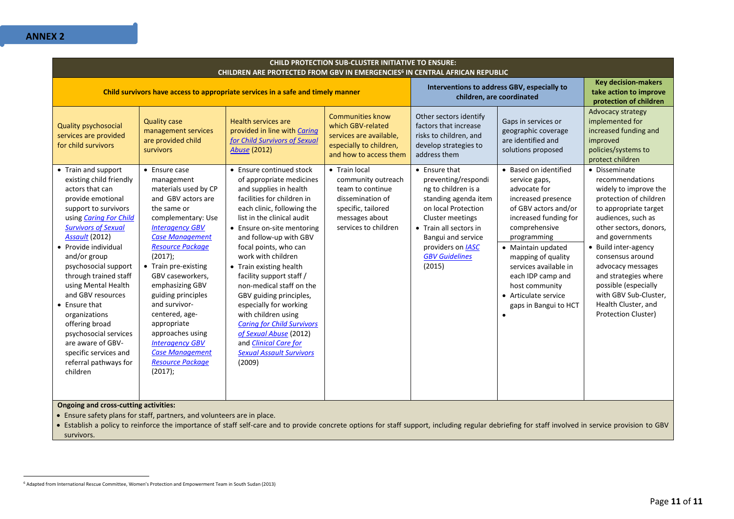## ANNEX 2

| CHILD PROTECTION SUB-CLUSTER INITIATIVE TO ENSURE: CHILDREN ARE PROTECTED FROM GBV IN EMERGENCIES[6] IN CENTRAL AFRICAN REPUBLIC | | | | | | |
|---|---|---|---|---|---|---|
| **Child survivors have access to appropriate services in a safe and timely manner** | | | | **Interventions to address GBV, especially to children, are coordinated** | | **Key decision-makers take action to improve protection of children** |
| Quality psychosocial services are provided for child survivors | Quality case management services are provided child survivors | Health services are provided in line with *Caring for Child Survivors of Sexual Abuse* (2012) | Communities know which GBV-related services are available, especially to children, and how to access them | Other sectors identify factors that increase risks to children, and develop strategies to address them | Gaps in services or geographic coverage are identified and solutions proposed | Advocacy strategy implemented for increased funding and improved policies/systems to protect children |
| • Train and support existing child friendly actors that can provide emotional support to survivors using *Caring For Child Survivors of Sexual Assault* (2012)<br>• Provide individual and/or group psychosocial support through trained staff using Mental Health and GBV resources<br>• Ensure that organizations offering broad psychosocial services are aware of GBV-specific services and referral pathways for children | • Ensure case management materials used by CP and GBV actors are the same or complementary: Use *Interagency GBV Case Management Resource Package* (2017);<br>• Train pre-existing GBV caseworkers, emphasizing GBV guiding principles and survivor-centered, age-appropriate approaches using *Interagency GBV Case Management Resource Package* (2017); | • Ensure continued stock of appropriate medicines and supplies in health facilities for children in each clinic, following the list in the clinical audit<br>• Ensure on-site mentoring and follow-up with GBV focal points, who can work with children<br>• Train existing health facility support staff / non-medical staff on the GBV guiding principles, especially for working with children using *Caring for Child Survivors of Sexual Abuse* (2012) and *Clinical Care for Sexual Assault Survivors* (2009) | • Train local community outreach team to continue dissemination of specific, tailored messages about services to children | • Ensure that preventing/responding to children is a standing agenda item on local Protection Cluster meetings<br>• Train all sectors in Bangui and service providers on *IASC GBV Guidelines* (2015) | • Based on identified service gaps, advocate for increased presence of GBV actors and/or increased funding for comprehensive programming<br>• Maintain updated mapping of quality services available in each IDP camp and host community<br>• Articulate service gaps in Bangui to HCT<br>• | • Disseminate recommendations widely to improve the protection of children to appropriate target audiences, such as other sectors, donors, and governments<br>• Build inter-agency consensus around advocacy messages and strategies where possible (especially with GBV Sub-Cluster, Health Cluster, and Protection Cluster) |
| **Ongoing and cross-cutting activities:**<br>• Ensure safety plans for staff, partners, and volunteers are in place.<br>• Establish a policy to reinforce the importance of staff self-care and to provide concrete options for staff support, including regular debriefing for staff involved in service provision to GBV survivors. | | | | | | |

[6] Adapted from International Rescue Committee, Women's Protection and Empowerment Team in South Sudan (2013)